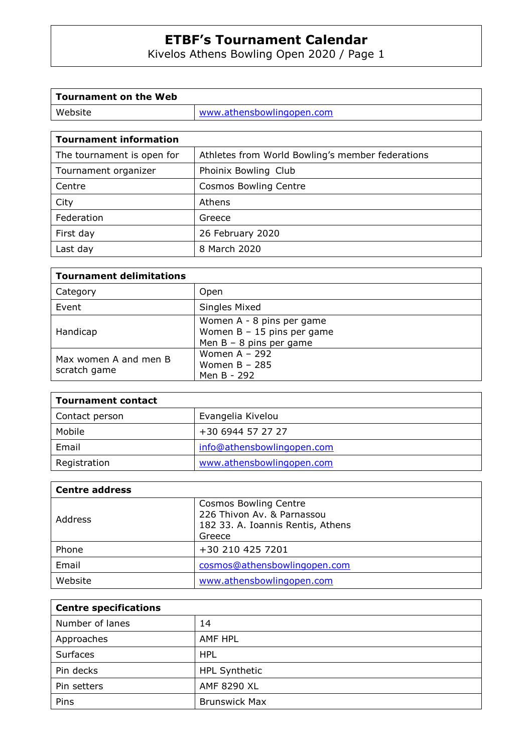# ETBF's Tournament Calendar

Kivelos Athens Bowling Open 2020 / Page 1

| Tournament on the Web | |
|---|---|
| Website | www.athensbowlingopen.com |

| Tournament information | |
|---|---|
| The tournament is open for | Athletes from World Bowling's member federations |
| Tournament organizer | Phoinix Bowling Club |
| Centre | Cosmos Bowling Centre |
| City | Athens |
| Federation | Greece |
| First day | 26 February 2020 |
| Last day | 8 March 2020 |

| Tournament delimitations | |
|---|---|
| Category | Open |
| Event | Singles Mixed |
| Handicap | Women A - 8 pins per game<br>Women B – 15 pins per game<br>Men B – 8 pins per game |
| Max women A and men B scratch game | Women A – 292<br>Women B – 285<br>Men B - 292 |

| Tournament contact | |
|---|---|
| Contact person | Evangelia Kivelou |
| Mobile | +30 6944 57 27 27 |
| Email | info@athensbowlingopen.com |
| Registration | www.athensbowlingopen.com |

| Centre address | |
|---|---|
| Address | Cosmos Bowling Centre<br>226 Thivon Av. & Parnassou<br>182 33. A. Ioannis Rentis, Athens<br>Greece |
| Phone | +30 210 425 7201 |
| Email | cosmos@athensbowlingopen.com |
| Website | www.athensbowlingopen.com |

| Centre specifications | |
|---|---|
| Number of lanes | 14 |
| Approaches | AMF HPL |
| Surfaces | HPL |
| Pin decks | HPL Synthetic |
| Pin setters | AMF 8290 XL |
| Pins | Brunswick Max |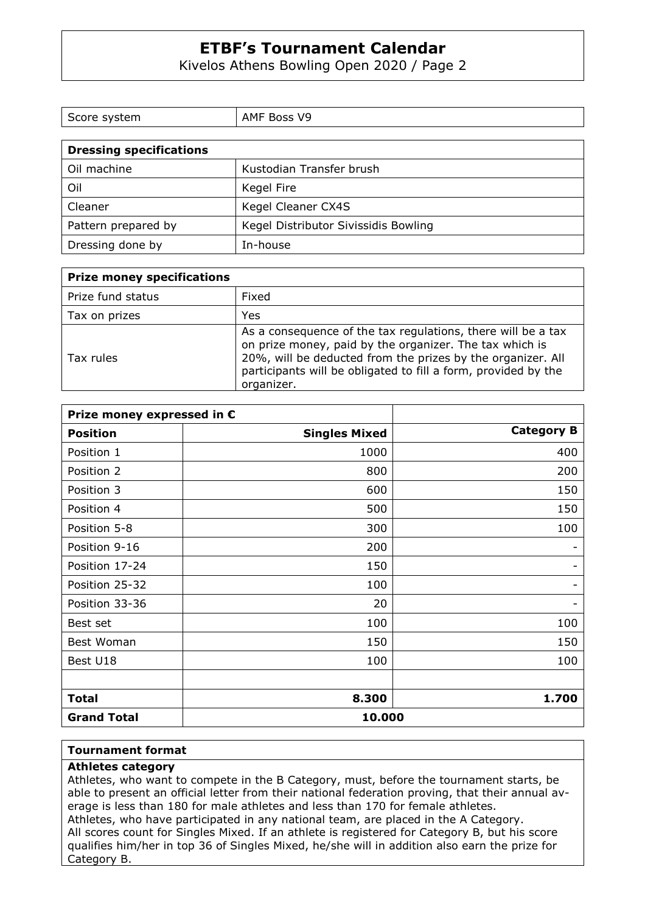| Score system | AMF Boss V9 |
|---|---|

| Dressing specifications | |
|---|---|
| Oil machine | Kustodian Transfer brush |
| Oil | Kegel Fire |
| Cleaner | Kegel Cleaner CX4S |
| Pattern prepared by | Kegel Distributor Sivissidis Bowling |
| Dressing done by | In-house |

| Prize money specifications | |
|---|---|
| Prize fund status | Fixed |
| Tax on prizes | Yes |
| Tax rules | As a consequence of the tax regulations, there will be a tax on prize money, paid by the organizer. The tax which is 20%, will be deducted from the prizes by the organizer. All participants will be obligated to fill a form, provided by the organizer. |

| Prize money expressed in € | | |
|---|---|---|
| **Position** | **Singles Mixed** | **Category B** |
| Position 1 | 1000 | 400 |
| Position 2 | 800 | 200 |
| Position 3 | 600 | 150 |
| Position 4 | 500 | 150 |
| Position 5-8 | 300 | 100 |
| Position 9-16 | 200 | - |
| Position 17-24 | 150 | - |
| Position 25-32 | 100 | - |
| Position 33-36 | 20 | - |
| Best set | 100 | 100 |
| Best Woman | 150 | 150 |
| Best U18 | 100 | 100 |
| | | |
| **Total** | **8.300** | **1.700** |
| **Grand Total** | **10.000** | |

**Tournament format**

**Athletes category**

Athletes, who want to compete in the B Category, must, before the tournament starts, be able to present an official letter from their national federation proving, that their annual average is less than 180 for male athletes and less than 170 for female athletes.
Athletes, who have participated in any national team, are placed in the A Category.
All scores count for Singles Mixed. If an athlete is registered for Category B, but his score qualifies him/her in top 36 of Singles Mixed, he/she will in addition also earn the prize for Category B.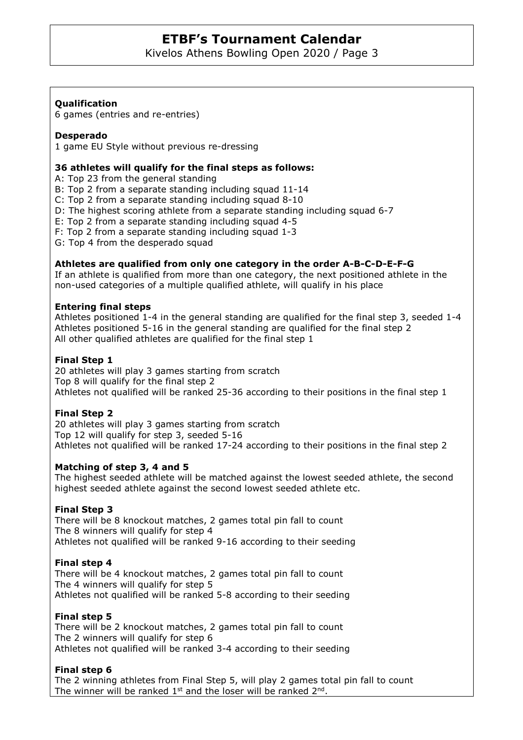**Qualification**
6 games (entries and re-entries)

**Desperado**
1 game EU Style without previous re-dressing

**36 athletes will qualify for the final steps as follows:**
A: Top 23 from the general standing
B: Top 2 from a separate standing including squad 11-14
C: Top 2 from a separate standing including squad 8-10
D: The highest scoring athlete from a separate standing including squad 6-7
E: Top 2 from a separate standing including squad 4-5
F: Top 2 from a separate standing including squad 1-3
G: Top 4 from the desperado squad

**Athletes are qualified from only one category in the order A-B-C-D-E-F-G**
If an athlete is qualified from more than one category, the next positioned athlete in the non-used categories of a multiple qualified athlete, will qualify in his place

**Entering final steps**
Athletes positioned 1-4 in the general standing are qualified for the final step 3, seeded 1-4
Athletes positioned 5-16 in the general standing are qualified for the final step 2
All other qualified athletes are qualified for the final step 1

**Final Step 1**
20 athletes will play 3 games starting from scratch
Top 8 will qualify for the final step 2
Athletes not qualified will be ranked 25-36 according to their positions in the final step 1

**Final Step 2**
20 athletes will play 3 games starting from scratch
Top 12 will qualify for step 3, seeded 5-16
Athletes not qualified will be ranked 17-24 according to their positions in the final step 2

**Matching of step 3, 4 and 5**
The highest seeded athlete will be matched against the lowest seeded athlete, the second highest seeded athlete against the second lowest seeded athlete etc.

**Final Step 3**
There will be 8 knockout matches, 2 games total pin fall to count
The 8 winners will qualify for step 4
Athletes not qualified will be ranked 9-16 according to their seeding

**Final step 4**
There will be 4 knockout matches, 2 games total pin fall to count
The 4 winners will qualify for step 5
Athletes not qualified will be ranked 5-8 according to their seeding

**Final step 5**
There will be 2 knockout matches, 2 games total pin fall to count
The 2 winners will qualify for step 6
Athletes not qualified will be ranked 3-4 according to their seeding

**Final step 6**
The 2 winning athletes from Final Step 5, will play 2 games total pin fall to count
The winner will be ranked 1st and the loser will be ranked 2nd.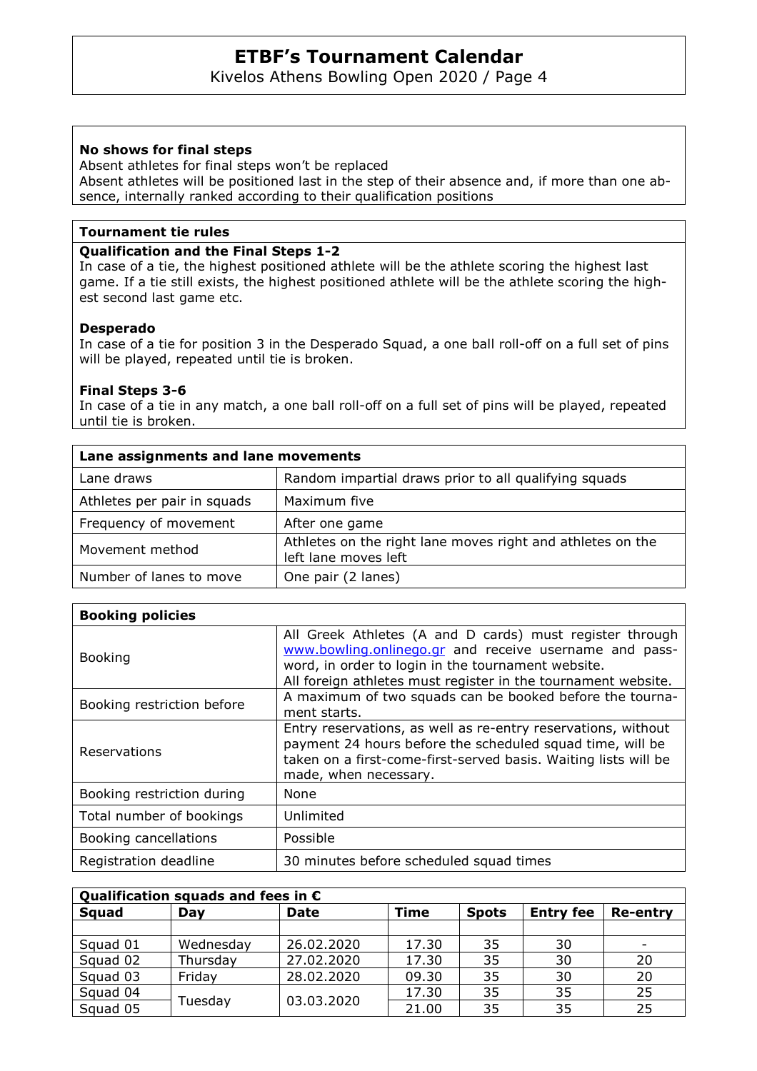**No shows for final steps**

Absent athletes for final steps won't be replaced
Absent athletes will be positioned last in the step of their absence and, if more than one absence, internally ranked according to their qualification positions

**Tournament tie rules**

**Qualification and the Final Steps 1-2**

In case of a tie, the highest positioned athlete will be the athlete scoring the highest last game. If a tie still exists, the highest positioned athlete will be the athlete scoring the highest second last game etc.

**Desperado**

In case of a tie for position 3 in the Desperado Squad, a one ball roll-off on a full set of pins will be played, repeated until tie is broken.

**Final Steps 3-6**

In case of a tie in any match, a one ball roll-off on a full set of pins will be played, repeated until tie is broken.

| Lane assignments and lane movements | |
|---|---|
| Lane draws | Random impartial draws prior to all qualifying squads |
| Athletes per pair in squads | Maximum five |
| Frequency of movement | After one game |
| Movement method | Athletes on the right lane moves right and athletes on the left lane moves left |
| Number of lanes to move | One pair (2 lanes) |

| Booking policies | |
|---|---|
| Booking | All Greek Athletes (A and D cards) must register through [www.bowling.onlinego.gr](http://www.bowling.onlinego.gr) and receive username and password, in order to login in the tournament website. All foreign athletes must register in the tournament website. |
| Booking restriction before | A maximum of two squads can be booked before the tournament starts. |
| Reservations | Entry reservations, as well as re-entry reservations, without payment 24 hours before the scheduled squad time, will be taken on a first-come-first-served basis. Waiting lists will be made, when necessary. |
| Booking restriction during | None |
| Total number of bookings | Unlimited |
| Booking cancellations | Possible |
| Registration deadline | 30 minutes before scheduled squad times |

**Qualification squads and fees in €**

| Squad | Day | Date | Time | Spots | Entry fee | Re-entry |
|---|---|---|---|---|---|---|
| | | | | | | |
| Squad 01 | Wednesday | 26.02.2020 | 17.30 | 35 | 30 | - |
| Squad 02 | Thursday | 27.02.2020 | 17.30 | 35 | 30 | 20 |
| Squad 03 | Friday | 28.02.2020 | 09.30 | 35 | 30 | 20 |
| Squad 04 | Tuesday | 03.03.2020 | 17.30 | 35 | 35 | 25 |
| Squad 05 | | | 21.00 | 35 | 35 | 25 |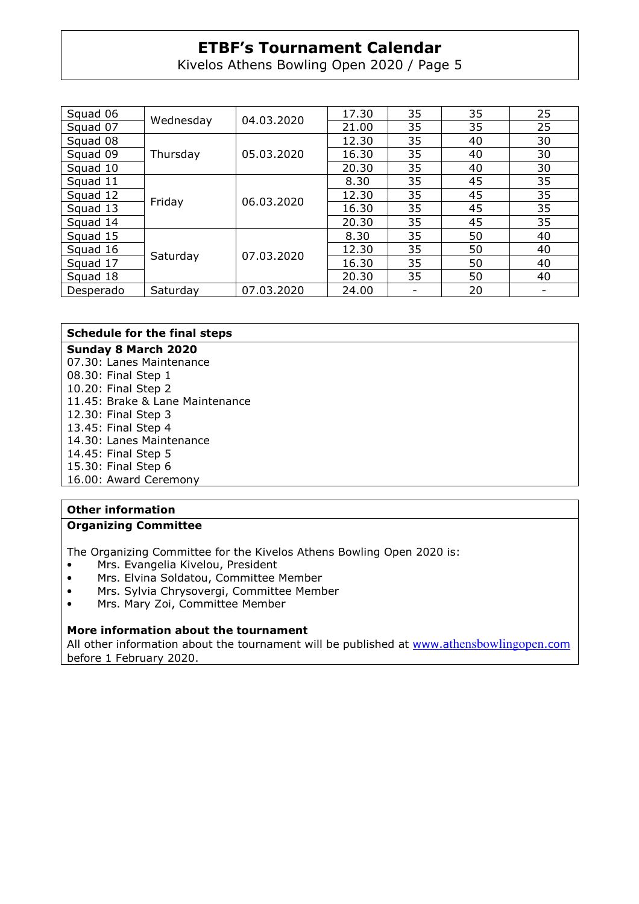| | | | | | | |
|---|---|---|---|---|---|---|
| Squad 06 | Wednesday | 04.03.2020 | 17.30 | 35 | 35 | 25 |
| Squad 07 | | | 21.00 | 35 | 35 | 25 |
| Squad 08 | Thursday | 05.03.2020 | 12.30 | 35 | 40 | 30 |
| Squad 09 | | | 16.30 | 35 | 40 | 30 |
| Squad 10 | | | 20.30 | 35 | 40 | 30 |
| Squad 11 | Friday | 06.03.2020 | 8.30 | 35 | 45 | 35 |
| Squad 12 | | | 12.30 | 35 | 45 | 35 |
| Squad 13 | | | 16.30 | 35 | 45 | 35 |
| Squad 14 | | | 20.30 | 35 | 45 | 35 |
| Squad 15 | Saturday | 07.03.2020 | 8.30 | 35 | 50 | 40 |
| Squad 16 | | | 12.30 | 35 | 50 | 40 |
| Squad 17 | | | 16.30 | 35 | 50 | 40 |
| Squad 18 | | | 20.30 | 35 | 50 | 40 |
| Desperado | Saturday | 07.03.2020 | 24.00 | - | 20 | - |

**Schedule for the final steps**

**Sunday 8 March 2020**

07.30: Lanes Maintenance
08.30: Final Step 1
10.20: Final Step 2
11.45: Brake & Lane Maintenance
12.30: Final Step 3
13.45: Final Step 4
14.30: Lanes Maintenance
14.45: Final Step 5
15.30: Final Step 6
16.00: Award Ceremony

**Other information**

**Organizing Committee**

The Organizing Committee for the Kivelos Athens Bowling Open 2020 is:

- Mrs. Evangelia Kivelou, President
- Mrs. Elvina Soldatou, Committee Member
- Mrs. Sylvia Chrysovergi, Committee Member
- Mrs. Mary Zoi, Committee Member

**More information about the tournament**

All other information about the tournament will be published at www.athensbowlingopen.com before 1 February 2020.